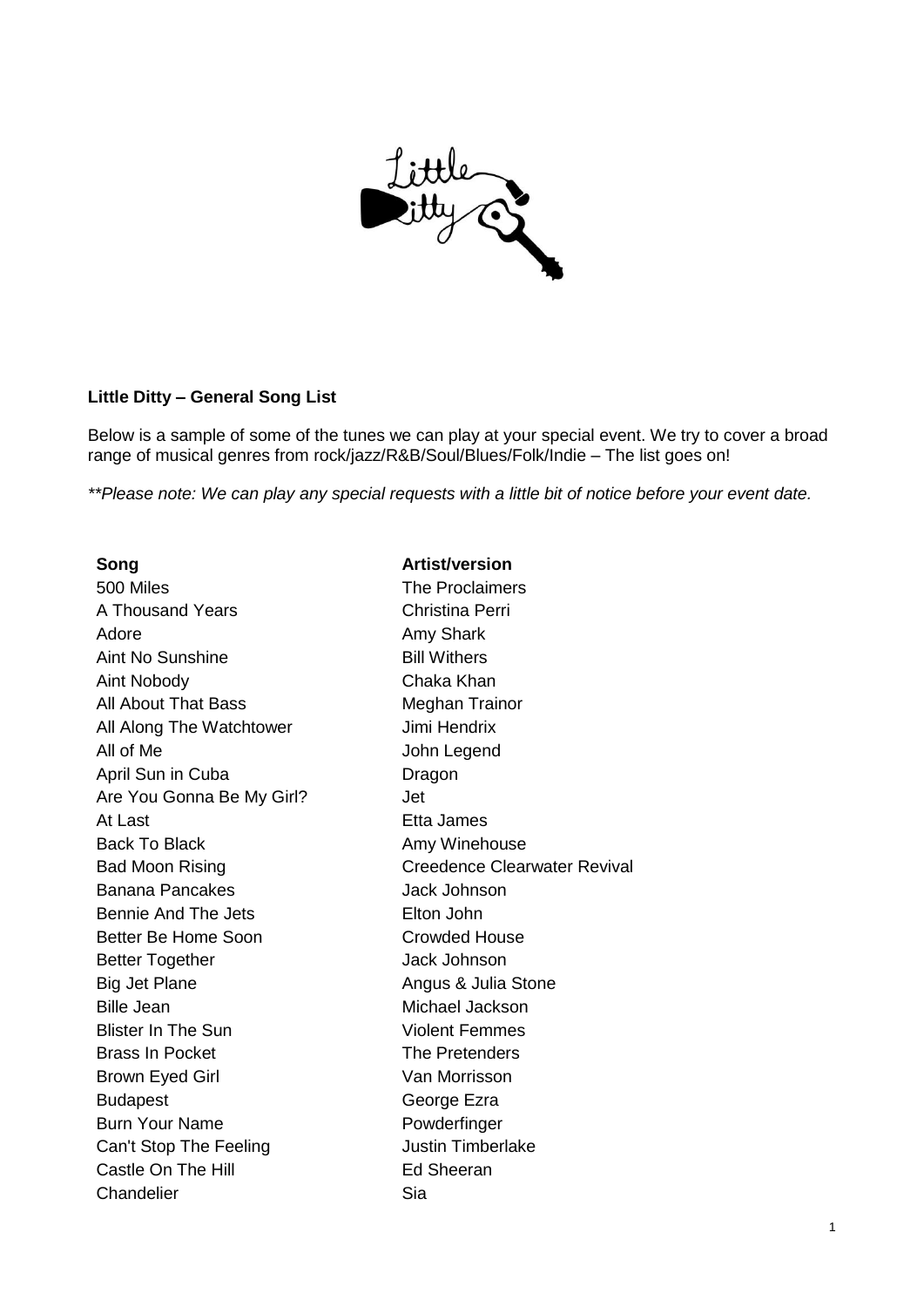**Little Ditty – General Song List**

Below is a sample of some of the tunes we can play at your special event. We try to cover a broad range of musical genres from rock/jazz/R&B/Soul/Blues/Folk/Indie – The list goes on!

*\*\*Please note: We can play any special requests with a little bit of notice before your event date.*

| **Song** | **Artist/version** |
|---|---|
| 500 Miles | The Proclaimers |
| A Thousand Years | Christina Perri |
| Adore | Amy Shark |
| Aint No Sunshine | Bill Withers |
| Aint Nobody | Chaka Khan |
| All About That Bass | Meghan Trainor |
| All Along The Watchtower | Jimi Hendrix |
| All of Me | John Legend |
| April Sun in Cuba | Dragon |
| Are You Gonna Be My Girl? | Jet |
| At Last | Etta James |
| Back To Black | Amy Winehouse |
| Bad Moon Rising | Creedence Clearwater Revival |
| Banana Pancakes | Jack Johnson |
| Bennie And The Jets | Elton John |
| Better Be Home Soon | Crowded House |
| Better Together | Jack Johnson |
| Big Jet Plane | Angus & Julia Stone |
| Bille Jean | Michael Jackson |
| Blister In The Sun | Violent Femmes |
| Brass In Pocket | The Pretenders |
| Brown Eyed Girl | Van Morrisson |
| Budapest | George Ezra |
| Burn Your Name | Powderfinger |
| Can't Stop The Feeling | Justin Timberlake |
| Castle On The Hill | Ed Sheeran |
| Chandelier | Sia |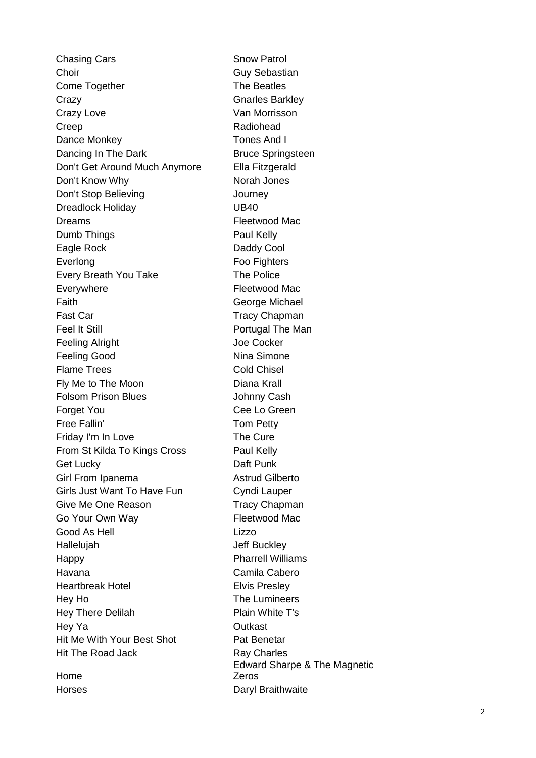| | |
|---|---|
| Chasing Cars | Snow Patrol |
| Choir | Guy Sebastian |
| Come Together | The Beatles |
| Crazy | Gnarles Barkley |
| Crazy Love | Van Morrisson |
| Creep | Radiohead |
| Dance Monkey | Tones And I |
| Dancing In The Dark | Bruce Springsteen |
| Don't Get Around Much Anymore | Ella Fitzgerald |
| Don't Know Why | Norah Jones |
| Don't Stop Believing | Journey |
| Dreadlock Holiday | UB40 |
| Dreams | Fleetwood Mac |
| Dumb Things | Paul Kelly |
| Eagle Rock | Daddy Cool |
| Everlong | Foo Fighters |
| Every Breath You Take | The Police |
| Everywhere | Fleetwood Mac |
| Faith | George Michael |
| Fast Car | Tracy Chapman |
| Feel It Still | Portugal The Man |
| Feeling Alright | Joe Cocker |
| Feeling Good | Nina Simone |
| Flame Trees | Cold Chisel |
| Fly Me to The Moon | Diana Krall |
| Folsom Prison Blues | Johnny Cash |
| Forget You | Cee Lo Green |
| Free Fallin' | Tom Petty |
| Friday I'm In Love | The Cure |
| From St Kilda To Kings Cross | Paul Kelly |
| Get Lucky | Daft Punk |
| Girl From Ipanema | Astrud Gilberto |
| Girls Just Want To Have Fun | Cyndi Lauper |
| Give Me One Reason | Tracy Chapman |
| Go Your Own Way | Fleetwood Mac |
| Good As Hell | Lizzo |
| Hallelujah | Jeff Buckley |
| Happy | Pharrell Williams |
| Havana | Camila Cabero |
| Heartbreak Hotel | Elvis Presley |
| Hey Ho | The Lumineers |
| Hey There Delilah | Plain White T's |
| Hey Ya | Outkast |
| Hit Me With Your Best Shot | Pat Benetar |
| Hit The Road Jack | Ray Charles |
| Home | Edward Sharpe & The Magnetic Zeros |
| Horses | Daryl Braithwaite |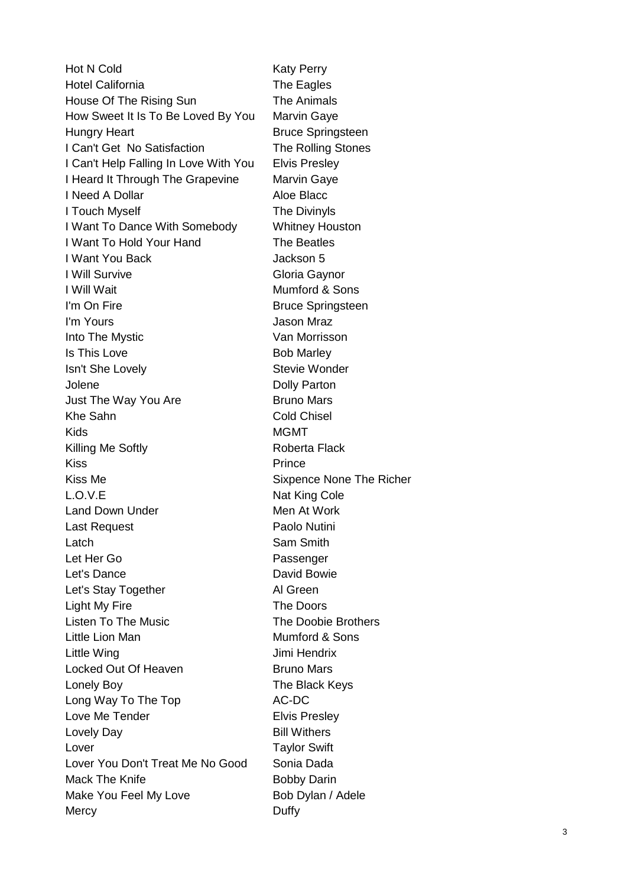| | |
|---|---|
| Hot N Cold | Katy Perry |
| Hotel California | The Eagles |
| House Of The Rising Sun | The Animals |
| How Sweet It Is To Be Loved By You | Marvin Gaye |
| Hungry Heart | Bruce Springsteen |
| I Can't Get  No Satisfaction | The Rolling Stones |
| I Can't Help Falling In Love With You | Elvis Presley |
| I Heard It Through The Grapevine | Marvin Gaye |
| I Need A Dollar | Aloe Blacc |
| I Touch Myself | The Divinyls |
| I Want To Dance With Somebody | Whitney Houston |
| I Want To Hold Your Hand | The Beatles |
| I Want You Back | Jackson 5 |
| I Will Survive | Gloria Gaynor |
| I Will Wait | Mumford & Sons |
| I'm On Fire | Bruce Springsteen |
| I'm Yours | Jason Mraz |
| Into The Mystic | Van Morrisson |
| Is This Love | Bob Marley |
| Isn't She Lovely | Stevie Wonder |
| Jolene | Dolly Parton |
| Just The Way You Are | Bruno Mars |
| Khe Sahn | Cold Chisel |
| Kids | MGMT |
| Killing Me Softly | Roberta Flack |
| Kiss | Prince |
| Kiss Me | Sixpence None The Richer |
| L.O.V.E | Nat King Cole |
| Land Down Under | Men At Work |
| Last Request | Paolo Nutini |
| Latch | Sam Smith |
| Let Her Go | Passenger |
| Let's Dance | David Bowie |
| Let's Stay Together | Al Green |
| Light My Fire | The Doors |
| Listen To The Music | The Doobie Brothers |
| Little Lion Man | Mumford & Sons |
| Little Wing | Jimi Hendrix |
| Locked Out Of Heaven | Bruno Mars |
| Lonely Boy | The Black Keys |
| Long Way To The Top | AC-DC |
| Love Me Tender | Elvis Presley |
| Lovely Day | Bill Withers |
| Lover | Taylor Swift |
| Lover You Don't Treat Me No Good | Sonia Dada |
| Mack The Knife | Bobby Darin |
| Make You Feel My Love | Bob Dylan / Adele |
| Mercy | Duffy |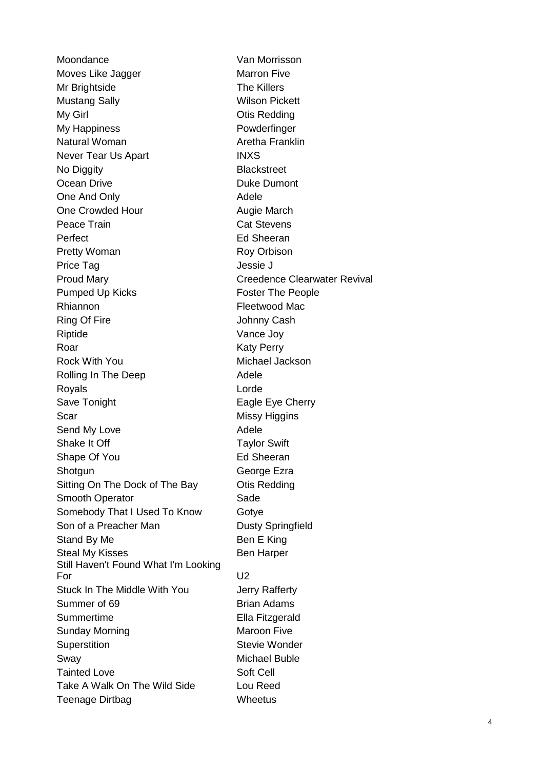| | |
|---|---|
| Moondance | Van Morrisson |
| Moves Like Jagger | Marron Five |
| Mr Brightside | The Killers |
| Mustang Sally | Wilson Pickett |
| My Girl | Otis Redding |
| My Happiness | Powderfinger |
| Natural Woman | Aretha Franklin |
| Never Tear Us Apart | INXS |
| No Diggity | Blackstreet |
| Ocean Drive | Duke Dumont |
| One And Only | Adele |
| One Crowded Hour | Augie March |
| Peace Train | Cat Stevens |
| Perfect | Ed Sheeran |
| Pretty Woman | Roy Orbison |
| Price Tag | Jessie J |
| Proud Mary | Creedence Clearwater Revival |
| Pumped Up Kicks | Foster The People |
| Rhiannon | Fleetwood Mac |
| Ring Of Fire | Johnny Cash |
| Riptide | Vance Joy |
| Roar | Katy Perry |
| Rock With You | Michael Jackson |
| Rolling In The Deep | Adele |
| Royals | Lorde |
| Save Tonight | Eagle Eye Cherry |
| Scar | Missy Higgins |
| Send My Love | Adele |
| Shake It Off | Taylor Swift |
| Shape Of You | Ed Sheeran |
| Shotgun | George Ezra |
| Sitting On The Dock of The Bay | Otis Redding |
| Smooth Operator | Sade |
| Somebody That I Used To Know | Gotye |
| Son of a Preacher Man | Dusty Springfield |
| Stand By Me | Ben E King |
| Steal My Kisses | Ben Harper |
| Still Haven't Found What I'm Looking For | U2 |
| Stuck In The Middle With You | Jerry Rafferty |
| Summer of 69 | Brian Adams |
| Summertime | Ella Fitzgerald |
| Sunday Morning | Maroon Five |
| Superstition | Stevie Wonder |
| Sway | Michael Buble |
| Tainted Love | Soft Cell |
| Take A Walk On The Wild Side | Lou Reed |
| Teenage Dirtbag | Wheetus |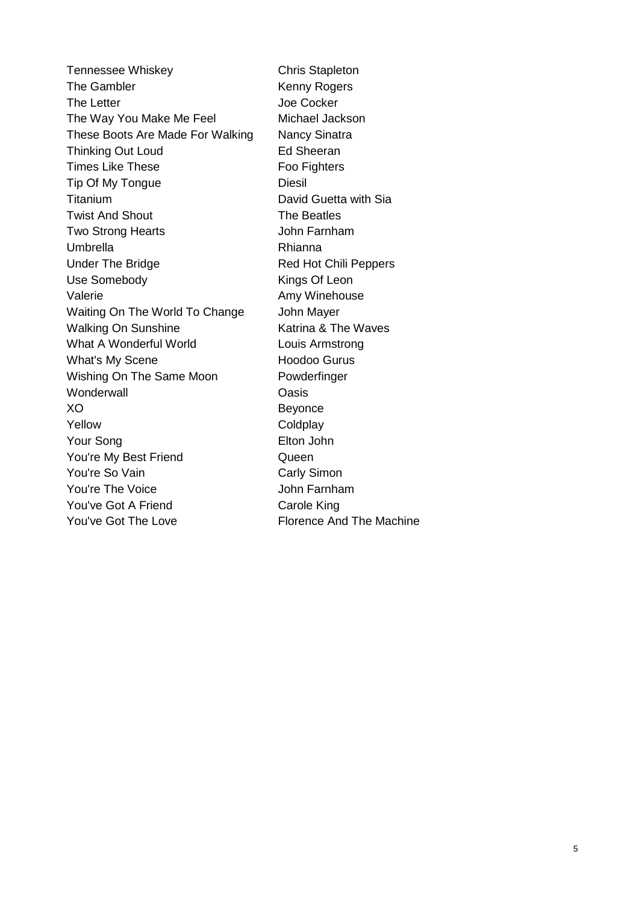| | |
|---|---|
| Tennessee Whiskey | Chris Stapleton |
| The Gambler | Kenny Rogers |
| The Letter | Joe Cocker |
| The Way You Make Me Feel | Michael Jackson |
| These Boots Are Made For Walking | Nancy Sinatra |
| Thinking Out Loud | Ed Sheeran |
| Times Like These | Foo Fighters |
| Tip Of My Tongue | Diesil |
| Titanium | David Guetta with Sia |
| Twist And Shout | The Beatles |
| Two Strong Hearts | John Farnham |
| Umbrella | Rhianna |
| Under The Bridge | Red Hot Chili Peppers |
| Use Somebody | Kings Of Leon |
| Valerie | Amy Winehouse |
| Waiting On The World To Change | John Mayer |
| Walking On Sunshine | Katrina & The Waves |
| What A Wonderful World | Louis Armstrong |
| What's My Scene | Hoodoo Gurus |
| Wishing On The Same Moon | Powderfinger |
| Wonderwall | Oasis |
| XO | Beyonce |
| Yellow | Coldplay |
| Your Song | Elton John |
| You're My Best Friend | Queen |
| You're So Vain | Carly Simon |
| You're The Voice | John Farnham |
| You've Got A Friend | Carole King |
| You've Got The Love | Florence And The Machine |